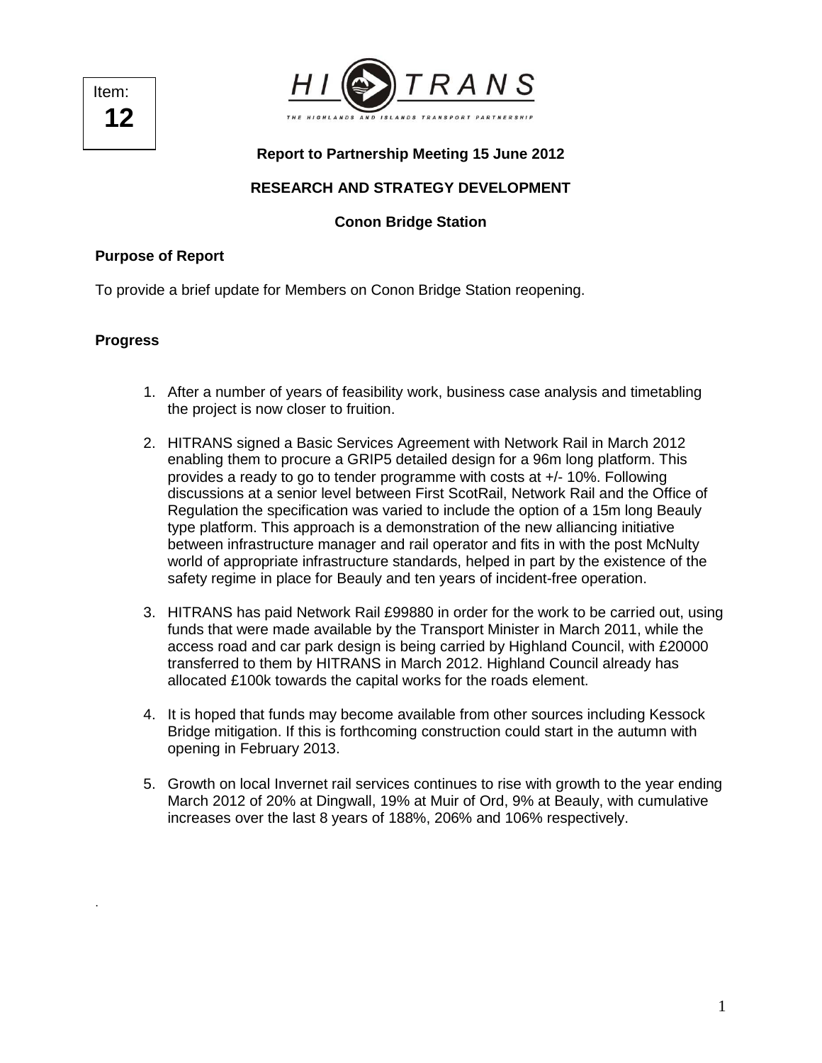Item:
**12**

HI TRANS

THE HIGHLANDS AND ISLANDS TRANSPORT PARTNERSHIP

**Report to Partnership Meeting 15 June 2012**

**RESEARCH AND STRATEGY DEVELOPMENT**

**Conon Bridge Station**

### Purpose of Report

To provide a brief update for Members on Conon Bridge Station reopening.

### Progress

1. After a number of years of feasibility work, business case analysis and timetabling the project is now closer to fruition.

2. HITRANS signed a Basic Services Agreement with Network Rail in March 2012 enabling them to procure a GRIP5 detailed design for a 96m long platform. This provides a ready to go to tender programme with costs at +/- 10%. Following discussions at a senior level between First ScotRail, Network Rail and the Office of Regulation the specification was varied to include the option of a 15m long Beauly type platform. This approach is a demonstration of the new alliancing initiative between infrastructure manager and rail operator and fits in with the post McNulty world of appropriate infrastructure standards, helped in part by the existence of the safety regime in place for Beauly and ten years of incident-free operation.

3. HITRANS has paid Network Rail £99880 in order for the work to be carried out, using funds that were made available by the Transport Minister in March 2011, while the access road and car park design is being carried by Highland Council, with £20000 transferred to them by HITRANS in March 2012. Highland Council already has allocated £100k towards the capital works for the roads element.

4. It is hoped that funds may become available from other sources including Kessock Bridge mitigation. If this is forthcoming construction could start in the autumn with opening in February 2013.

5. Growth on local Invernet rail services continues to rise with growth to the year ending March 2012 of 20% at Dingwall, 19% at Muir of Ord, 9% at Beauly, with cumulative increases over the last 8 years of 188%, 206% and 106% respectively.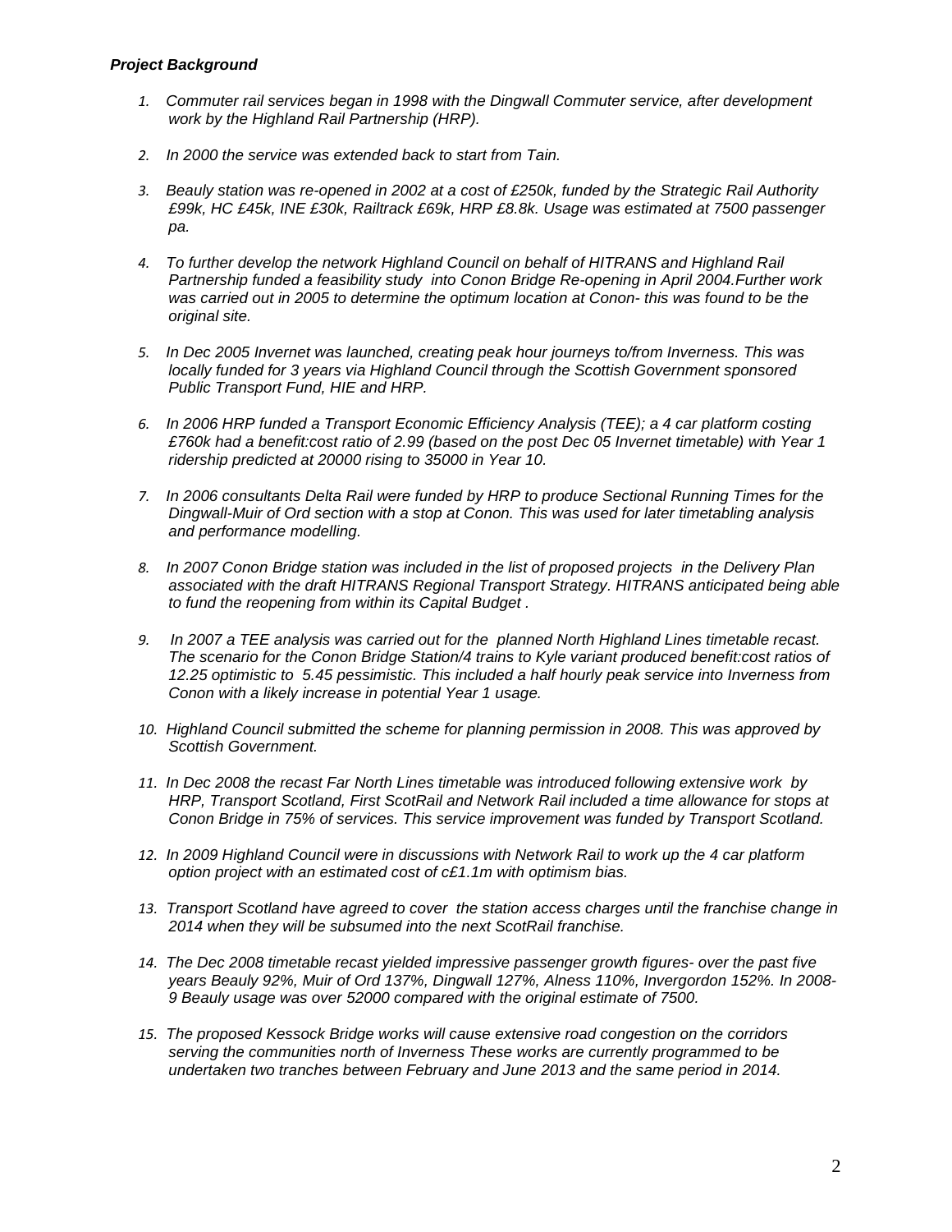***Project Background***

1. *Commuter rail services began in 1998 with the Dingwall Commuter service, after development work by the Highland Rail Partnership (HRP).*

2. *In 2000 the service was extended back to start from Tain.*

3. *Beauly station was re-opened in 2002 at a cost of £250k, funded by the Strategic Rail Authority £99k, HC £45k, INE £30k, Railtrack £69k, HRP £8.8k. Usage was estimated at 7500 passenger pa.*

4. *To further develop the network Highland Council on behalf of HITRANS and Highland Rail Partnership funded a feasibility study into Conon Bridge Re-opening in April 2004.Further work was carried out in 2005 to determine the optimum location at Conon- this was found to be the original site.*

5. *In Dec 2005 Invernet was launched, creating peak hour journeys to/from Inverness. This was locally funded for 3 years via Highland Council through the Scottish Government sponsored Public Transport Fund, HIE and HRP.*

6. *In 2006 HRP funded a Transport Economic Efficiency Analysis (TEE); a 4 car platform costing £760k had a benefit:cost ratio of 2.99 (based on the post Dec 05 Invernet timetable) with Year 1 ridership predicted at 20000 rising to 35000 in Year 10.*

7. *In 2006 consultants Delta Rail were funded by HRP to produce Sectional Running Times for the Dingwall-Muir of Ord section with a stop at Conon. This was used for later timetabling analysis and performance modelling.*

8. *In 2007 Conon Bridge station was included in the list of proposed projects in the Delivery Plan associated with the draft HITRANS Regional Transport Strategy. HITRANS anticipated being able to fund the reopening from within its Capital Budget .*

9. *In 2007 a TEE analysis was carried out for the planned North Highland Lines timetable recast. The scenario for the Conon Bridge Station/4 trains to Kyle variant produced benefit:cost ratios of 12.25 optimistic to 5.45 pessimistic. This included a half hourly peak service into Inverness from Conon with a likely increase in potential Year 1 usage.*

10. *Highland Council submitted the scheme for planning permission in 2008. This was approved by Scottish Government.*

11. *In Dec 2008 the recast Far North Lines timetable was introduced following extensive work by HRP, Transport Scotland, First ScotRail and Network Rail included a time allowance for stops at Conon Bridge in 75% of services. This service improvement was funded by Transport Scotland.*

12. *In 2009 Highland Council were in discussions with Network Rail to work up the 4 car platform option project with an estimated cost of c£1.1m with optimism bias.*

13. *Transport Scotland have agreed to cover the station access charges until the franchise change in 2014 when they will be subsumed into the next ScotRail franchise.*

14. *The Dec 2008 timetable recast yielded impressive passenger growth figures- over the past five years Beauly 92%, Muir of Ord 137%, Dingwall 127%, Alness 110%, Invergordon 152%. In 2008-9 Beauly usage was over 52000 compared with the original estimate of 7500.*

15. *The proposed Kessock Bridge works will cause extensive road congestion on the corridors serving the communities north of Inverness These works are currently programmed to be undertaken two tranches between February and June 2013 and the same period in 2014.*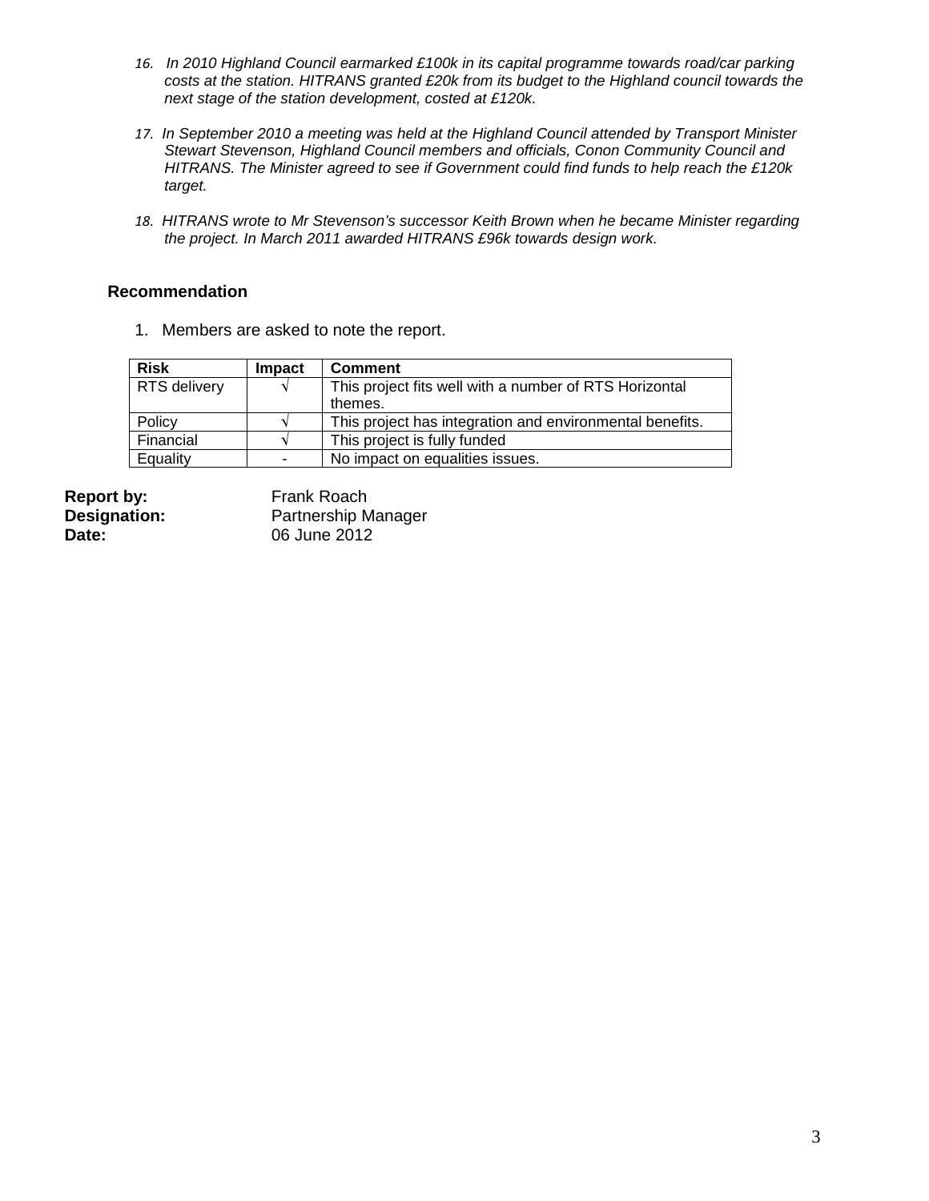16. *In 2010 Highland Council earmarked £100k in its capital programme towards road/car parking costs at the station. HITRANS granted £20k from its budget to the Highland council towards the next stage of the station development, costed at £120k.*

17. *In September 2010 a meeting was held at the Highland Council attended by Transport Minister Stewart Stevenson, Highland Council members and officials, Conon Community Council and HITRANS. The Minister agreed to see if Government could find funds to help reach the £120k target.*

18. *HITRANS wrote to Mr Stevenson's successor Keith Brown when he became Minister regarding the project. In March 2011 awarded HITRANS £96k towards design work.*

### Recommendation

1. Members are asked to note the report.

| Risk | Impact | Comment |
|---|---|---|
| RTS delivery | √ | This project fits well with a number of RTS Horizontal themes. |
| Policy | √ | This project has integration and environmental benefits. |
| Financial | √ | This project is fully funded |
| Equality | - | No impact on equalities issues. |

**Report by:** Frank Roach
**Designation:** Partnership Manager
**Date:** 06 June 2012